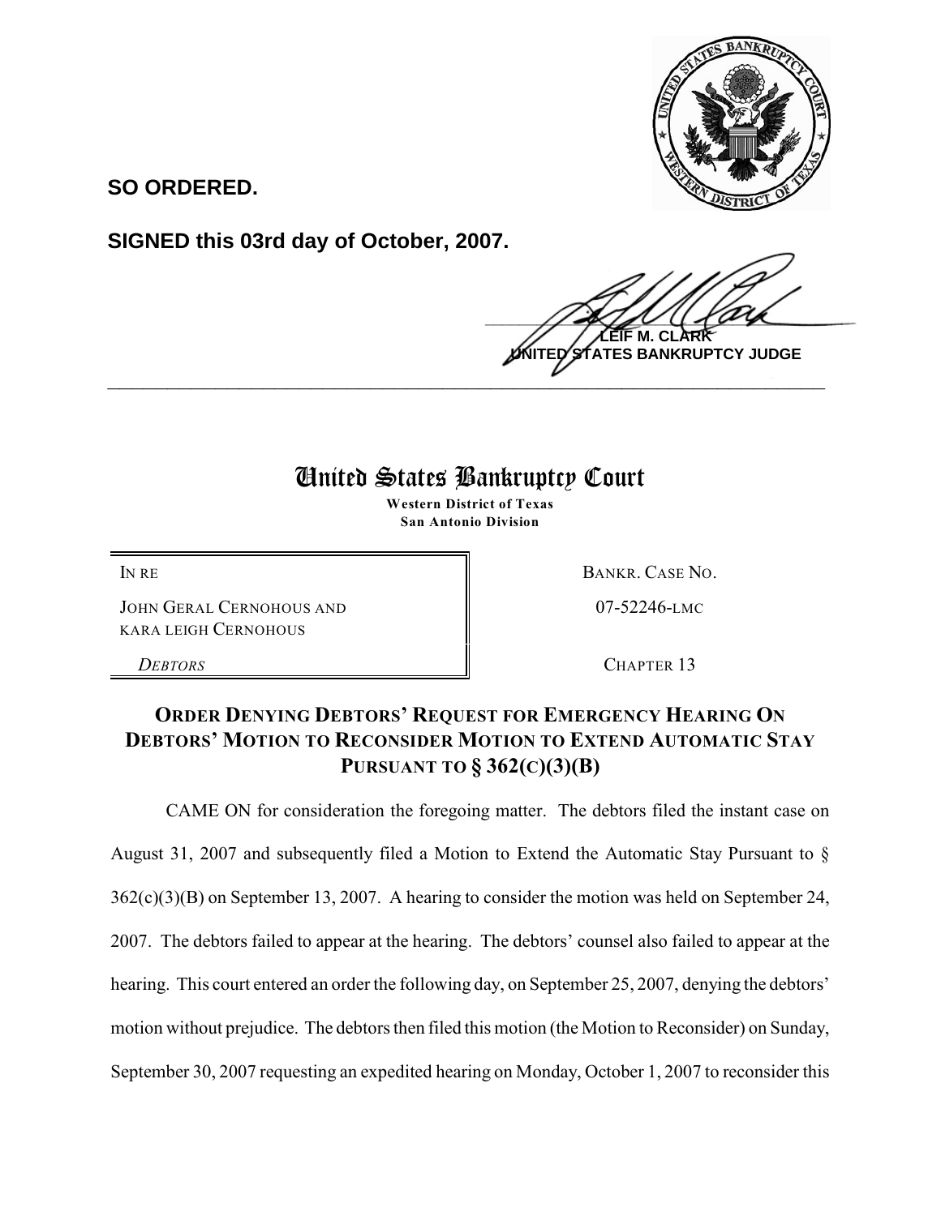**SO ORDERED.**

**SIGNED this 03rd day of October, 2007.**

**LEIF M. CLARK**
**UNITED STATES BANKRUPTCY JUDGE**

---

# United States Bankruptcy Court

**Western District of Texas**
**San Antonio Division**

| | |
|---|---|
| IN RE | BANKR. CASE NO. |
| JOHN GERAL CERNOHOUS AND KARA LEIGH CERNOHOUS | 07-52246-LMC |
| *DEBTORS* | CHAPTER 13 |

## ORDER DENYING DEBTORS' REQUEST FOR EMERGENCY HEARING ON DEBTORS' MOTION TO RECONSIDER MOTION TO EXTEND AUTOMATIC STAY PURSUANT TO § 362(C)(3)(B)

CAME ON for consideration the foregoing matter. The debtors filed the instant case on August 31, 2007 and subsequently filed a Motion to Extend the Automatic Stay Pursuant to § 362(c)(3)(B) on September 13, 2007. A hearing to consider the motion was held on September 24, 2007. The debtors failed to appear at the hearing. The debtors' counsel also failed to appear at the hearing. This court entered an order the following day, on September 25, 2007, denying the debtors' motion without prejudice. The debtors then filed this motion (the Motion to Reconsider) on Sunday, September 30, 2007 requesting an expedited hearing on Monday, October 1, 2007 to reconsider this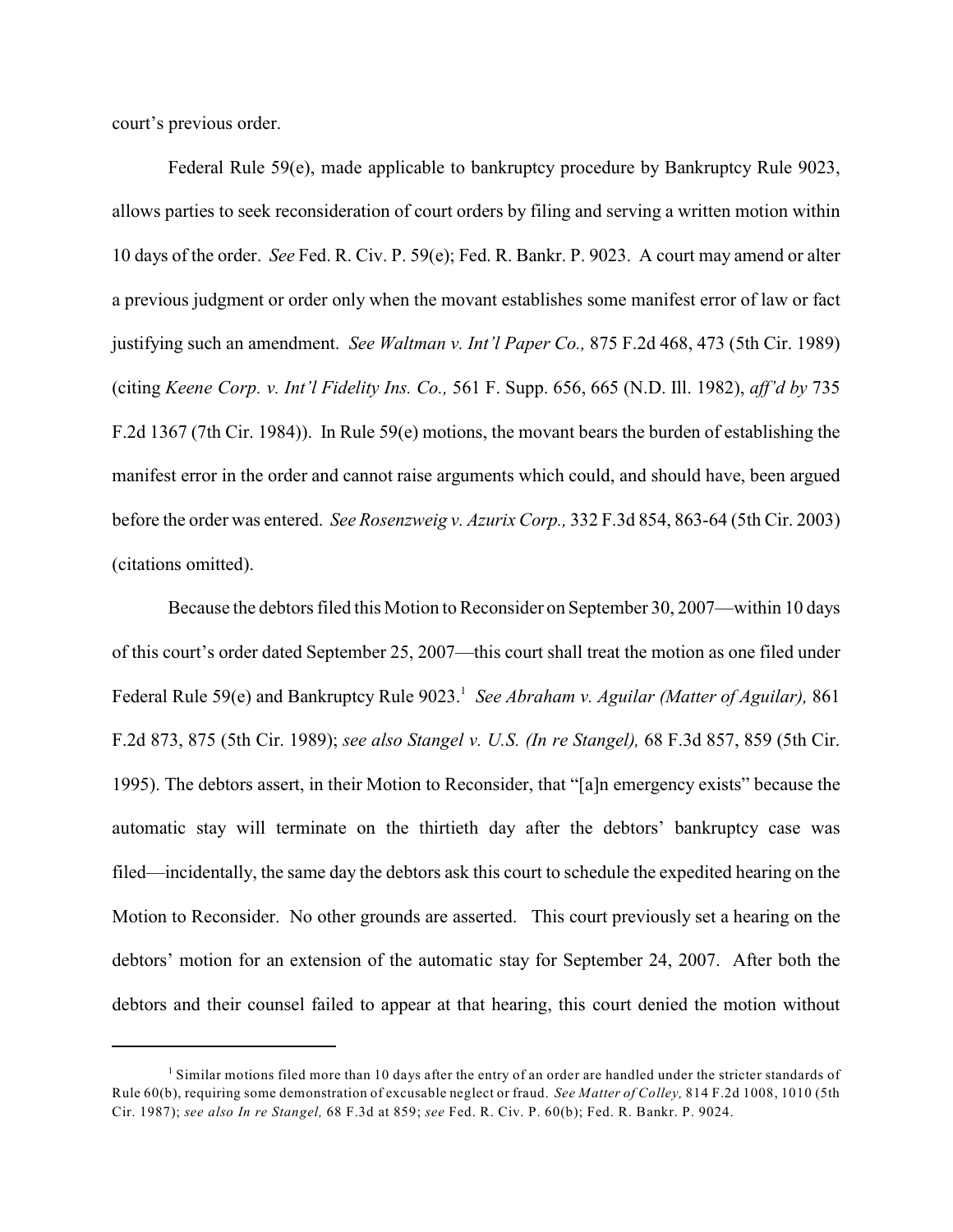court's previous order.

Federal Rule 59(e), made applicable to bankruptcy procedure by Bankruptcy Rule 9023, allows parties to seek reconsideration of court orders by filing and serving a written motion within 10 days of the order. *See* Fed. R. Civ. P. 59(e); Fed. R. Bankr. P. 9023. A court may amend or alter a previous judgment or order only when the movant establishes some manifest error of law or fact justifying such an amendment. *See Waltman v. Int'l Paper Co.,* 875 F.2d 468, 473 (5th Cir. 1989) (citing *Keene Corp. v. Int'l Fidelity Ins. Co.,* 561 F. Supp. 656, 665 (N.D. Ill. 1982), *aff'd by* 735 F.2d 1367 (7th Cir. 1984)). In Rule 59(e) motions, the movant bears the burden of establishing the manifest error in the order and cannot raise arguments which could, and should have, been argued before the order was entered. *See Rosenzweig v. Azurix Corp.,* 332 F.3d 854, 863-64 (5th Cir. 2003) (citations omitted).

Because the debtors filed this Motion to Reconsider on September 30, 2007—within 10 days of this court's order dated September 25, 2007—this court shall treat the motion as one filed under Federal Rule 59(e) and Bankruptcy Rule 9023.[1] *See Abraham v. Aguilar (Matter of Aguilar),* 861 F.2d 873, 875 (5th Cir. 1989); *see also Stangel v. U.S. (In re Stangel),* 68 F.3d 857, 859 (5th Cir. 1995). The debtors assert, in their Motion to Reconsider, that "[a]n emergency exists" because the automatic stay will terminate on the thirtieth day after the debtors' bankruptcy case was filed—incidentally, the same day the debtors ask this court to schedule the expedited hearing on the Motion to Reconsider. No other grounds are asserted. This court previously set a hearing on the debtors' motion for an extension of the automatic stay for September 24, 2007. After both the debtors and their counsel failed to appear at that hearing, this court denied the motion without

[1] Similar motions filed more than 10 days after the entry of an order are handled under the stricter standards of Rule 60(b), requiring some demonstration of excusable neglect or fraud. *See Matter of Colley,* 814 F.2d 1008, 1010 (5th Cir. 1987); *see also In re Stangel,* 68 F.3d at 859; *see* Fed. R. Civ. P. 60(b); Fed. R. Bankr. P. 9024.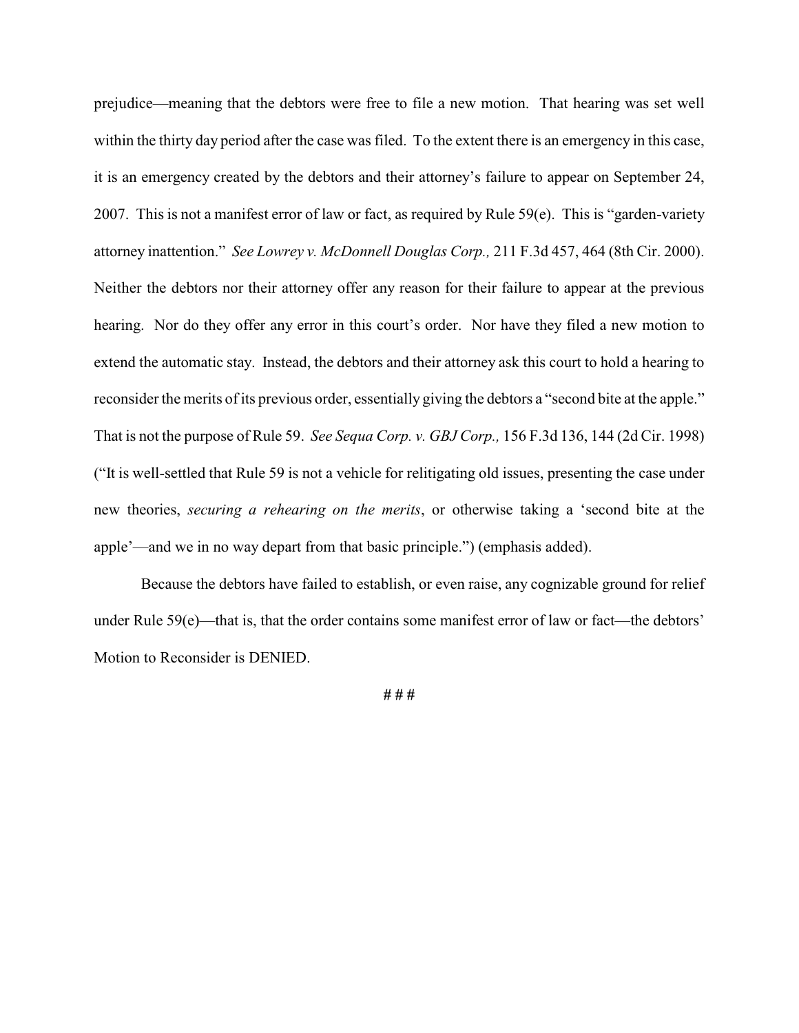prejudice—meaning that the debtors were free to file a new motion. That hearing was set well within the thirty day period after the case was filed. To the extent there is an emergency in this case, it is an emergency created by the debtors and their attorney's failure to appear on September 24, 2007. This is not a manifest error of law or fact, as required by Rule 59(e). This is "garden-variety attorney inattention." *See Lowrey v. McDonnell Douglas Corp.,* 211 F.3d 457, 464 (8th Cir. 2000). Neither the debtors nor their attorney offer any reason for their failure to appear at the previous hearing. Nor do they offer any error in this court's order. Nor have they filed a new motion to extend the automatic stay. Instead, the debtors and their attorney ask this court to hold a hearing to reconsider the merits of its previous order, essentially giving the debtors a "second bite at the apple." That is not the purpose of Rule 59. *See Sequa Corp. v. GBJ Corp.,* 156 F.3d 136, 144 (2d Cir. 1998) ("It is well-settled that Rule 59 is not a vehicle for relitigating old issues, presenting the case under new theories, *securing a rehearing on the merits*, or otherwise taking a 'second bite at the apple'—and we in no way depart from that basic principle.") (emphasis added).

Because the debtors have failed to establish, or even raise, any cognizable ground for relief under Rule 59(e)—that is, that the order contains some manifest error of law or fact—the debtors' Motion to Reconsider is DENIED.

# # #